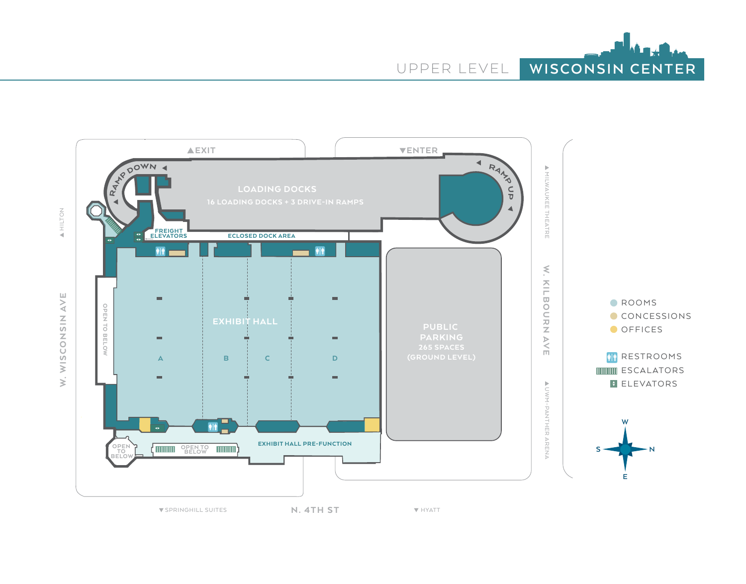# UPPER LEVEL

# WISCONSIN CENTER

▲EXIT

▼ENTER

RAMP DOWN

RAMP UP

LOADING DOCKS

16 LOADING DOCKS + 3 DRIVE-IN RAMPS

FREIGHT ELEVATORS

ECLOSED DOCK AREA

EXHIBIT HALL

A

B

C

D

OPEN TO BELOW

OPEN TO BELOW

OPEN TO BELOW

EXHIBIT HALL PRE-FUNCTION

PUBLIC PARKING

265 SPACES

(GROUND LEVEL)

▲HILTON

W. WISCONSIN AVE

▲MILWAUKEE THEATRE

W. KILBOURN AVE

▲UWM-PANTHER ARENA

▼SPRINGHILL SUITES

N. 4TH ST

▼HYATT

- ROOMS
- CONCESSIONS
- OFFICES

- RESTROOMS
- ESCALATORS
- ELEVATORS

W

S

N

E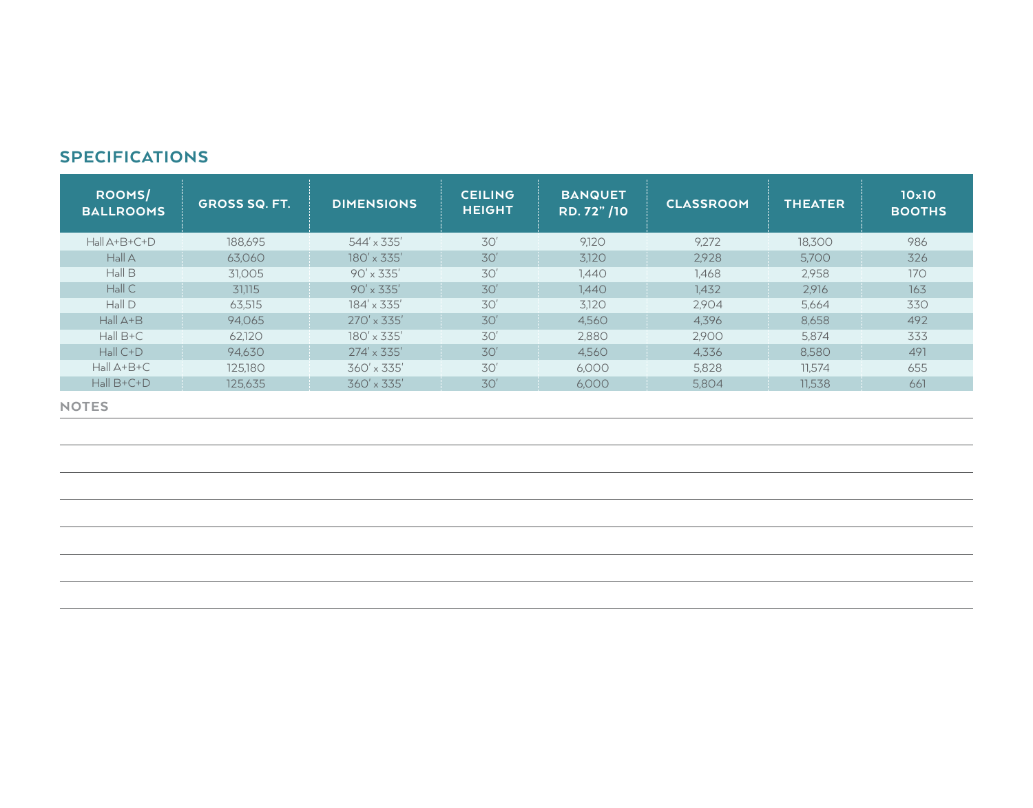## SPECIFICATIONS

| ROOMS/ BALLROOMS | GROSS SQ. FT. | DIMENSIONS | CEILING HEIGHT | BANQUET RD. 72" /10 | CLASSROOM | THEATER | 10x10 BOOTHS |
|---|---|---|---|---|---|---|---|
| Hall A+B+C+D | 188,695 | 544' x 335' | 30' | 9,120 | 9,272 | 18,300 | 986 |
| Hall A | 63,060 | 180' x 335' | 30' | 3,120 | 2,928 | 5,700 | 326 |
| Hall B | 31,005 | 90' x 335' | 30' | 1,440 | 1,468 | 2,958 | 170 |
| Hall C | 31,115 | 90' x 335' | 30' | 1,440 | 1,432 | 2,916 | 163 |
| Hall D | 63,515 | 184' x 335' | 30' | 3,120 | 2,904 | 5,664 | 330 |
| Hall A+B | 94,065 | 270' x 335' | 30' | 4,560 | 4,396 | 8,658 | 492 |
| Hall B+C | 62,120 | 180' x 335' | 30' | 2,880 | 2,900 | 5,874 | 333 |
| Hall C+D | 94,630 | 274' x 335' | 30' | 4,560 | 4,336 | 8,580 | 491 |
| Hall A+B+C | 125,180 | 360' x 335' | 30' | 6,000 | 5,828 | 11,574 | 655 |
| Hall B+C+D | 125,635 | 360' x 335' | 30' | 6,000 | 5,804 | 11,538 | 661 |

NOTES